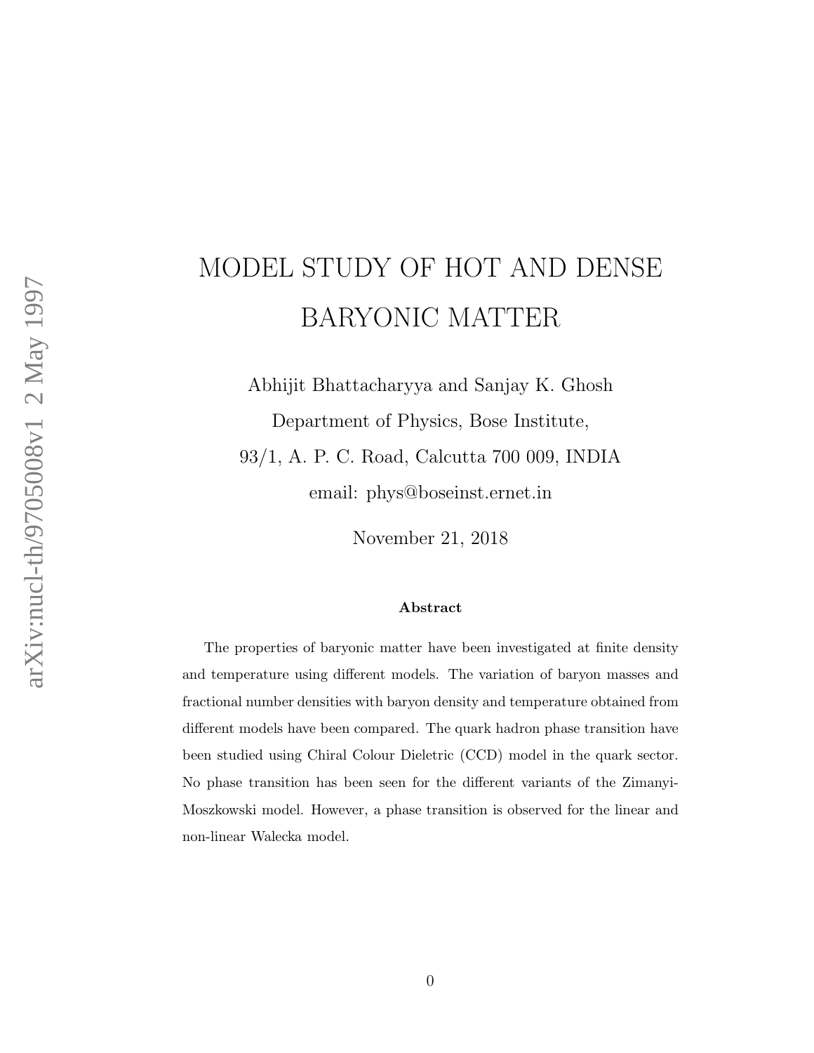# MODEL STUDY OF HOT AND DENSE BARYONIC MATTER

Abhijit Bhattacharyya and Sanjay K. Ghosh

Department of Physics, Bose Institute,

93/1, A. P. C. Road, Calcutta 700 009, INDIA

email: phys@boseinst.ernet.in

November 21, 2018

### Abstract

The properties of baryonic matter have been investigated at finite density and temperature using different models. The variation of baryon masses and fractional number densities with baryon density and temperature obtained from different models have been compared. The quark hadron phase transition have been studied using Chiral Colour Dieletric (CCD) model in the quark sector. No phase transition has been seen for the different variants of the Zimanyi-Moszkowski model. However, a phase transition is observed for the linear and non-linear Walecka model.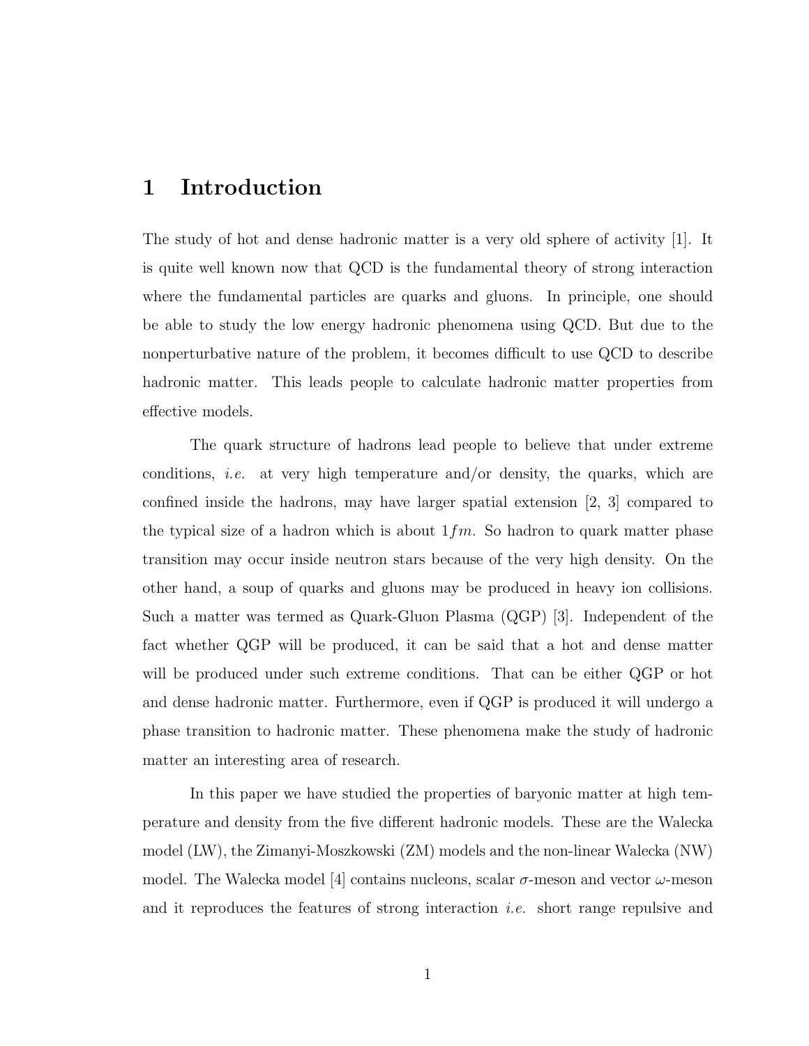# 1 Introduction

The study of hot and dense hadronic matter is a very old sphere of activity [1]. It is quite well known now that QCD is the fundamental theory of strong interaction where the fundamental particles are quarks and gluons. In principle, one should be able to study the low energy hadronic phenomena using QCD. But due to the nonperturbative nature of the problem, it becomes difficult to use QCD to describe hadronic matter. This leads people to calculate hadronic matter properties from effective models.

The quark structure of hadrons lead people to believe that under extreme conditions, *i.e.* at very high temperature and/or density, the quarks, which are confined inside the hadrons, may have larger spatial extension [2, 3] compared to the typical size of a hadron which is about $1fm$. So hadron to quark matter phase transition may occur inside neutron stars because of the very high density. On the other hand, a soup of quarks and gluons may be produced in heavy ion collisions. Such a matter was termed as Quark-Gluon Plasma (QGP) [3]. Independent of the fact whether QGP will be produced, it can be said that a hot and dense matter will be produced under such extreme conditions. That can be either QGP or hot and dense hadronic matter. Furthermore, even if QGP is produced it will undergo a phase transition to hadronic matter. These phenomena make the study of hadronic matter an interesting area of research.

In this paper we have studied the properties of baryonic matter at high temperature and density from the five different hadronic models. These are the Walecka model (LW), the Zimanyi-Moszkowski (ZM) models and the non-linear Walecka (NW) model. The Walecka model [4] contains nucleons, scalar $\sigma$-meson and vector $\omega$-meson and it reproduces the features of strong interaction *i.e.* short range repulsive and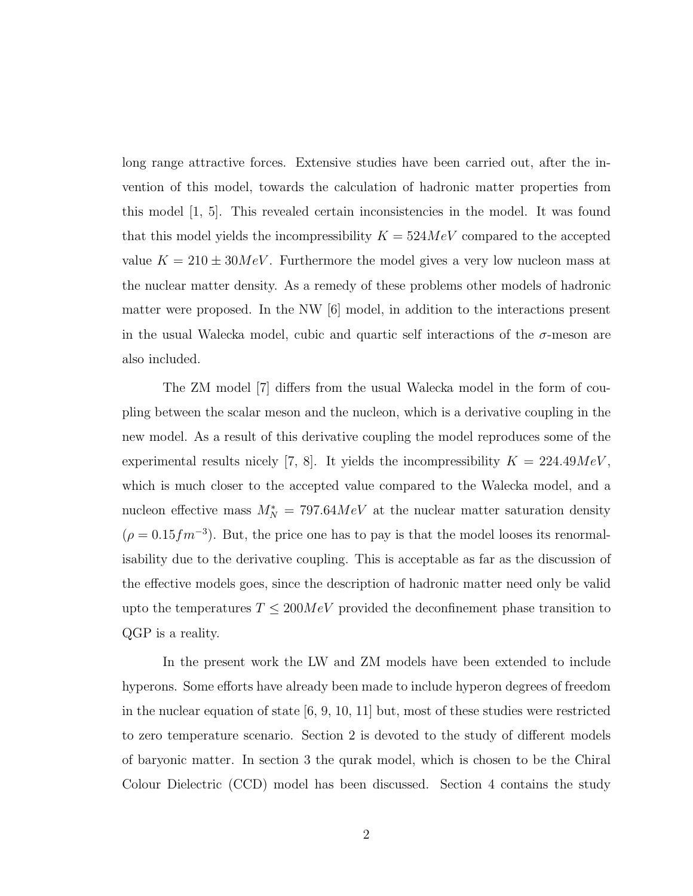long range attractive forces. Extensive studies have been carried out, after the invention of this model, towards the calculation of hadronic matter properties from this model [1, 5]. This revealed certain inconsistencies in the model. It was found that this model yields the incompressibility $K = 524 MeV$ compared to the accepted value $K = 210 \pm 30 MeV$. Furthermore the model gives a very low nucleon mass at the nuclear matter density. As a remedy of these problems other models of hadronic matter were proposed. In the NW [6] model, in addition to the interactions present in the usual Walecka model, cubic and quartic self interactions of the $\sigma$-meson are also included.

The ZM model [7] differs from the usual Walecka model in the form of coupling between the scalar meson and the nucleon, which is a derivative coupling in the new model. As a result of this derivative coupling the model reproduces some of the experimental results nicely [7, 8]. It yields the incompressibility $K = 224.49 MeV$, which is much closer to the accepted value compared to the Walecka model, and a nucleon effective mass $M_N^* = 797.64 MeV$ at the nuclear matter saturation density ($\rho = 0.15 fm^{-3}$). But, the price one has to pay is that the model looses its renormalisability due to the derivative coupling. This is acceptable as far as the discussion of the effective models goes, since the description of hadronic matter need only be valid upto the temperatures $T \leq 200 MeV$ provided the deconfinement phase transition to QGP is a reality.

In the present work the LW and ZM models have been extended to include hyperons. Some efforts have already been made to include hyperon degrees of freedom in the nuclear equation of state [6, 9, 10, 11] but, most of these studies were restricted to zero temperature scenario. Section 2 is devoted to the study of different models of baryonic matter. In section 3 the qurak model, which is chosen to be the Chiral Colour Dielectric (CCD) model has been discussed. Section 4 contains the study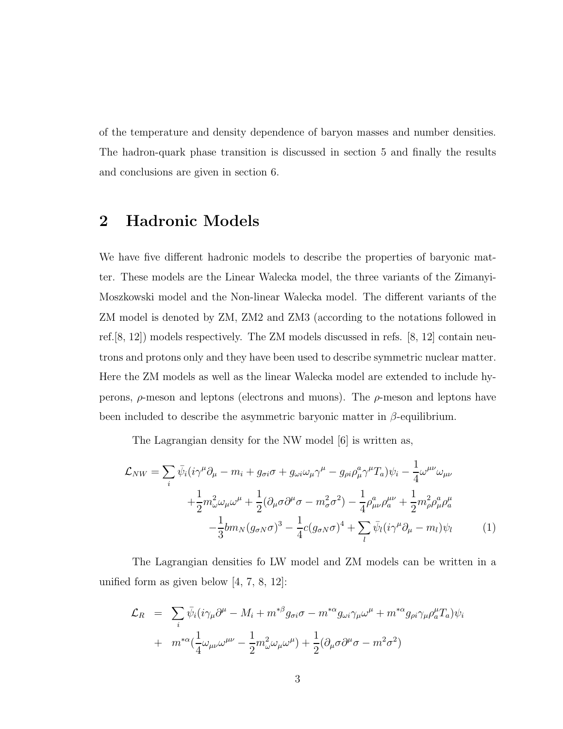of the temperature and density dependence of baryon masses and number densities. The hadron-quark phase transition is discussed in section 5 and finally the results and conclusions are given in section 6.

## 2 Hadronic Models

We have five different hadronic models to describe the properties of baryonic matter. These models are the Linear Walecka model, the three variants of the Zimanyi-Moszkowski model and the Non-linear Walecka model. The different variants of the ZM model is denoted by ZM, ZM2 and ZM3 (according to the notations followed in ref.[8, 12]) models respectively. The ZM models discussed in refs. [8, 12] contain neutrons and protons only and they have been used to describe symmetric nuclear matter. Here the ZM models as well as the linear Walecka model are extended to include hyperons, $\rho$-meson and leptons (electrons and muons). The $\rho$-meson and leptons have been included to describe the asymmetric baryonic matter in $\beta$-equilibrium.

The Lagrangian density for the NW model [6] is written as,

$$
\begin{aligned}
\mathcal{L}_{NW} = \sum_i \bar{\psi}_i(i\gamma^\mu\partial_\mu - m_i + g_{\sigma i}\sigma + g_{\omega i}\omega_\mu\gamma^\mu - g_{\rho i}\rho^a_\mu\gamma^\mu T_a)\psi_i - \frac{1}{4}\omega^{\mu\nu}\omega_{\mu\nu} \\
+\frac{1}{2}m^2_\omega\omega_\mu\omega^\mu + \frac{1}{2}(\partial_\mu\sigma\partial^\mu\sigma - m^2_\sigma\sigma^2) - \frac{1}{4}\rho^a_{\mu\nu}\rho^{\mu\nu}_a + \frac{1}{2}m^2_\rho\rho^a_\mu\rho^\mu_a \\
-\frac{1}{3}bm_N(g_{\sigma N}\sigma)^3 - \frac{1}{4}c(g_{\sigma N}\sigma)^4 + \sum_l \bar{\psi}_l(i\gamma^\mu\partial_\mu - m_l)\psi_l \qquad (1)
\end{aligned}
$$

The Lagrangian densities fo LW model and ZM models can be written in a unified form as given below [4, 7, 8, 12]:

$$
\begin{aligned}
\mathcal{L}_R &= \sum_i \bar{\psi}_i(i\gamma_\mu\partial^\mu - M_i + m^{*\beta}g_{\sigma i}\sigma - m^{*\alpha}g_{\omega i}\gamma_\mu\omega^\mu + m^{*\alpha}g_{\rho i}\gamma_\mu\rho^\mu_a T_a)\psi_i \\
&+ m^{*\alpha}(\frac{1}{4}\omega_{\mu\nu}\omega^{\mu\nu} - \frac{1}{2}m^2_\omega\omega_\mu\omega^\mu) + \frac{1}{2}(\partial_\mu\sigma\partial^\mu\sigma - m^2\sigma^2)
\end{aligned}
$$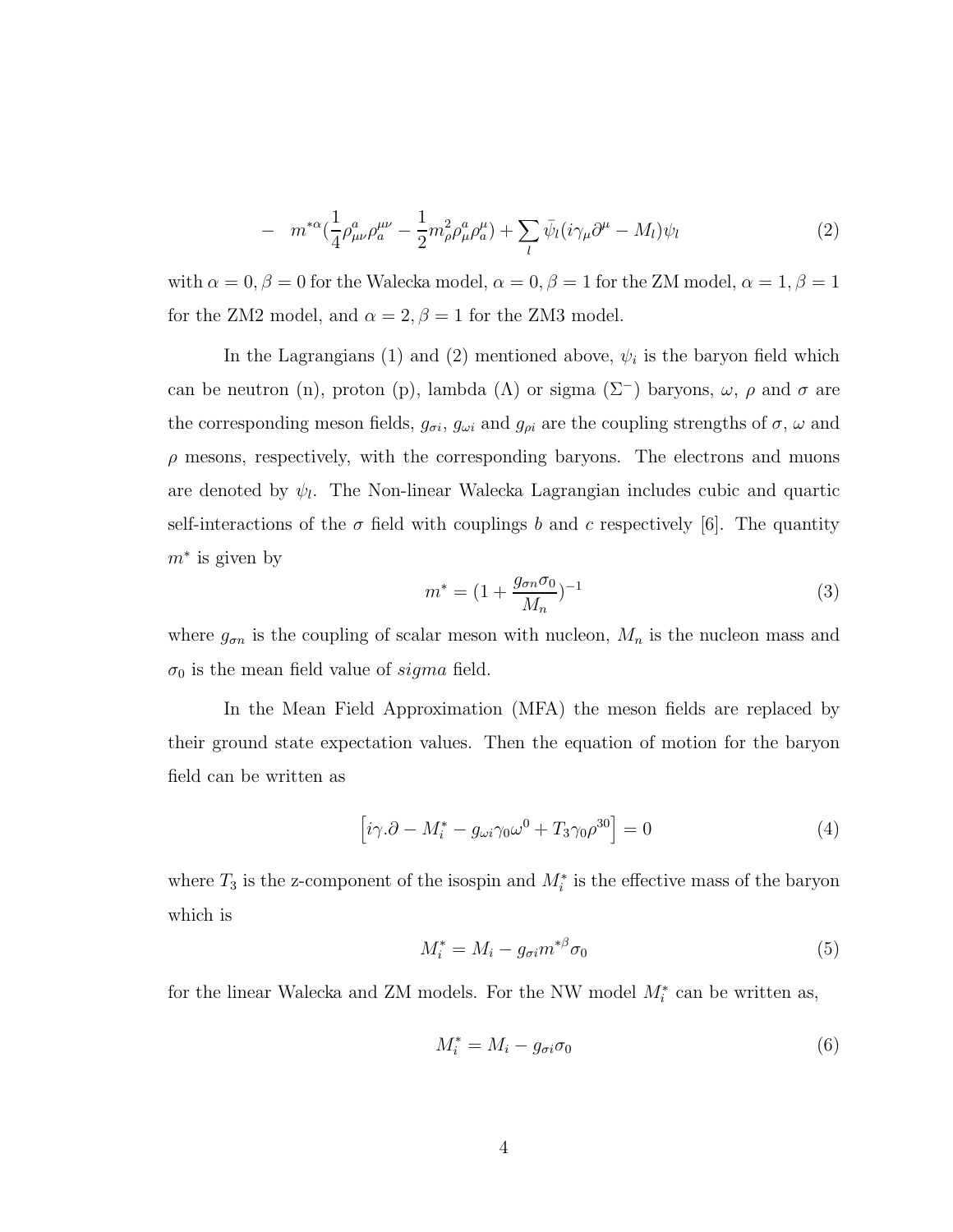$$- \quad m^{*\alpha}(\frac{1}{4}\rho^a_{\mu\nu}\rho^{\mu\nu}_a - \frac{1}{2}m^2_\rho\rho^a_\mu\rho^\mu_a) + \sum_l \bar{\psi}_l(i\gamma_\mu\partial^\mu - M_l)\psi_l \tag{2}$$

with $\alpha = 0, \beta = 0$ for the Walecka model, $\alpha = 0, \beta = 1$ for the ZM model, $\alpha = 1, \beta = 1$ for the ZM2 model, and $\alpha = 2, \beta = 1$ for the ZM3 model.

In the Lagrangians (1) and (2) mentioned above, $\psi_i$ is the baryon field which can be neutron (n), proton (p), lambda ($\Lambda$) or sigma ($\Sigma^-$) baryons, $\omega$, $\rho$ and $\sigma$ are the corresponding meson fields, $g_{\sigma i}$, $g_{\omega i}$ and $g_{\rho i}$ are the coupling strengths of $\sigma$, $\omega$ and $\rho$ mesons, respectively, with the corresponding baryons. The electrons and muons are denoted by $\psi_l$. The Non-linear Walecka Lagrangian includes cubic and quartic self-interactions of the $\sigma$ field with couplings $b$ and $c$ respectively [6]. The quantity $m^*$ is given by

$$m^* = (1 + \frac{g_{\sigma n}\sigma_0}{M_n})^{-1} \tag{3}$$

where $g_{\sigma n}$ is the coupling of scalar meson with nucleon, $M_n$ is the nucleon mass and $\sigma_0$ is the mean field value of *sigma* field.

In the Mean Field Approximation (MFA) the meson fields are replaced by their ground state expectation values. Then the equation of motion for the baryon field can be written as

$$\left[i\gamma.\partial - M_i^* - g_{\omega i}\gamma_0\omega^0 + T_3\gamma_0\rho^{30}\right] = 0 \tag{4}$$

where $T_3$ is the z-component of the isospin and $M_i^*$ is the effective mass of the baryon which is

$$M_i^* = M_i - g_{\sigma i}m^{*\beta}\sigma_0 \tag{5}$$

for the linear Walecka and ZM models. For the NW model $M_i^*$ can be written as,

$$M_i^* = M_i - g_{\sigma i}\sigma_0 \tag{6}$$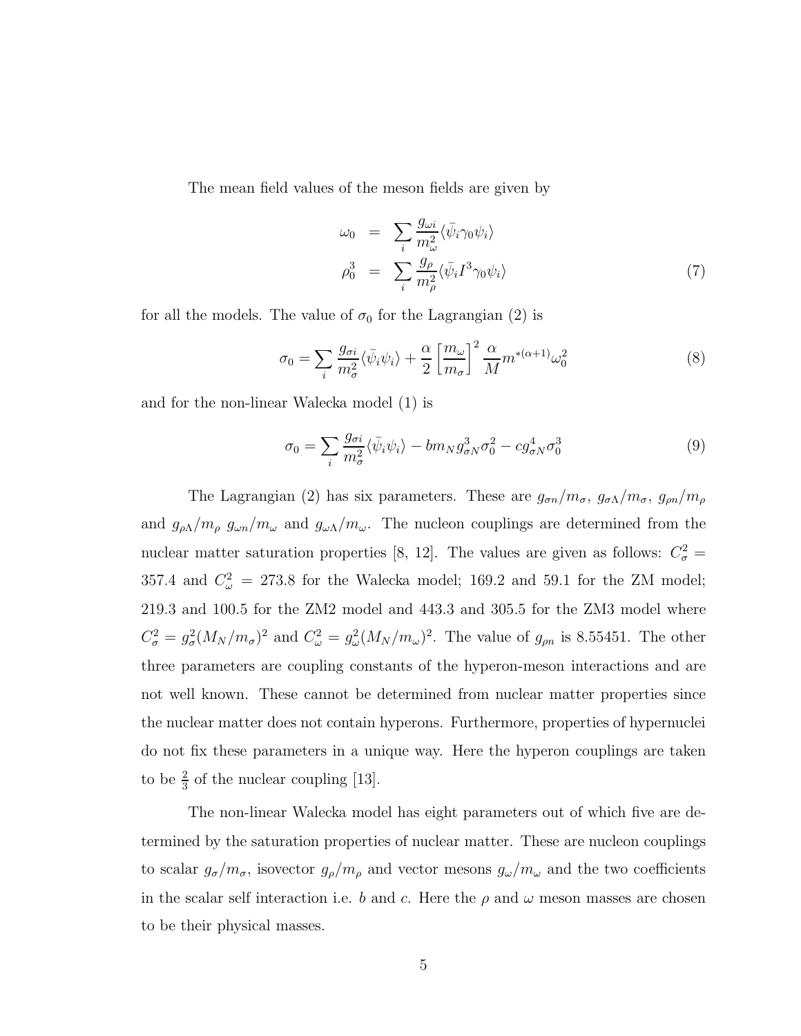The mean field values of the meson fields are given by

$$
\begin{aligned}
\omega_0 &= \sum_i \frac{g_{\omega i}}{m_\omega^2} \langle \bar{\psi}_i \gamma_0 \psi_i \rangle \\
\rho_0^3 &= \sum_i \frac{g_\rho}{m_\rho^2} \langle \bar{\psi}_i I^3 \gamma_0 \psi_i \rangle
\end{aligned} \tag{7}
$$

for all the models. The value of $\sigma_0$ for the Lagrangian (2) is

$$
\sigma_0 = \sum_i \frac{g_{\sigma i}}{m_\sigma^2} \langle \bar{\psi}_i \psi_i \rangle + \frac{\alpha}{2} \left[ \frac{m_\omega}{m_\sigma} \right]^2 \frac{\alpha}{M} m^{*(\alpha+1)} \omega_0^2 \tag{8}
$$

and for the non-linear Walecka model (1) is

$$
\sigma_0 = \sum_i \frac{g_{\sigma i}}{m_\sigma^2} \langle \bar{\psi}_i \psi_i \rangle - b m_N g_{\sigma N}^3 \sigma_0^2 - c g_{\sigma N}^4 \sigma_0^3 \tag{9}
$$

The Lagrangian (2) has six parameters. These are $g_{\sigma n}/m_\sigma$, $g_{\sigma \Lambda}/m_\sigma$, $g_{\rho n}/m_\rho$ and $g_{\rho \Lambda}/m_\rho$ $g_{\omega n}/m_\omega$ and $g_{\omega \Lambda}/m_\omega$. The nucleon couplings are determined from the nuclear matter saturation properties [8, 12]. The values are given as follows: $C_\sigma^2 = 357.4$ and $C_\omega^2 = 273.8$ for the Walecka model; 169.2 and 59.1 for the ZM model; 219.3 and 100.5 for the ZM2 model and 443.3 and 305.5 for the ZM3 model where $C_\sigma^2 = g_\sigma^2 (M_N/m_\sigma)^2$ and $C_\omega^2 = g_\omega^2 (M_N/m_\omega)^2$. The value of $g_{\rho n}$ is 8.55451. The other three parameters are coupling constants of the hyperon-meson interactions and are not well known. These cannot be determined from nuclear matter properties since the nuclear matter does not contain hyperons. Furthermore, properties of hypernuclei do not fix these parameters in a unique way. Here the hyperon couplings are taken to be $\frac{2}{3}$ of the nuclear coupling [13].

The non-linear Walecka model has eight parameters out of which five are determined by the saturation properties of nuclear matter. These are nucleon couplings to scalar $g_\sigma/m_\sigma$, isovector $g_\rho/m_\rho$ and vector mesons $g_\omega/m_\omega$ and the two coefficients in the scalar self interaction i.e. $b$ and $c$. Here the $\rho$ and $\omega$ meson masses are chosen to be their physical masses.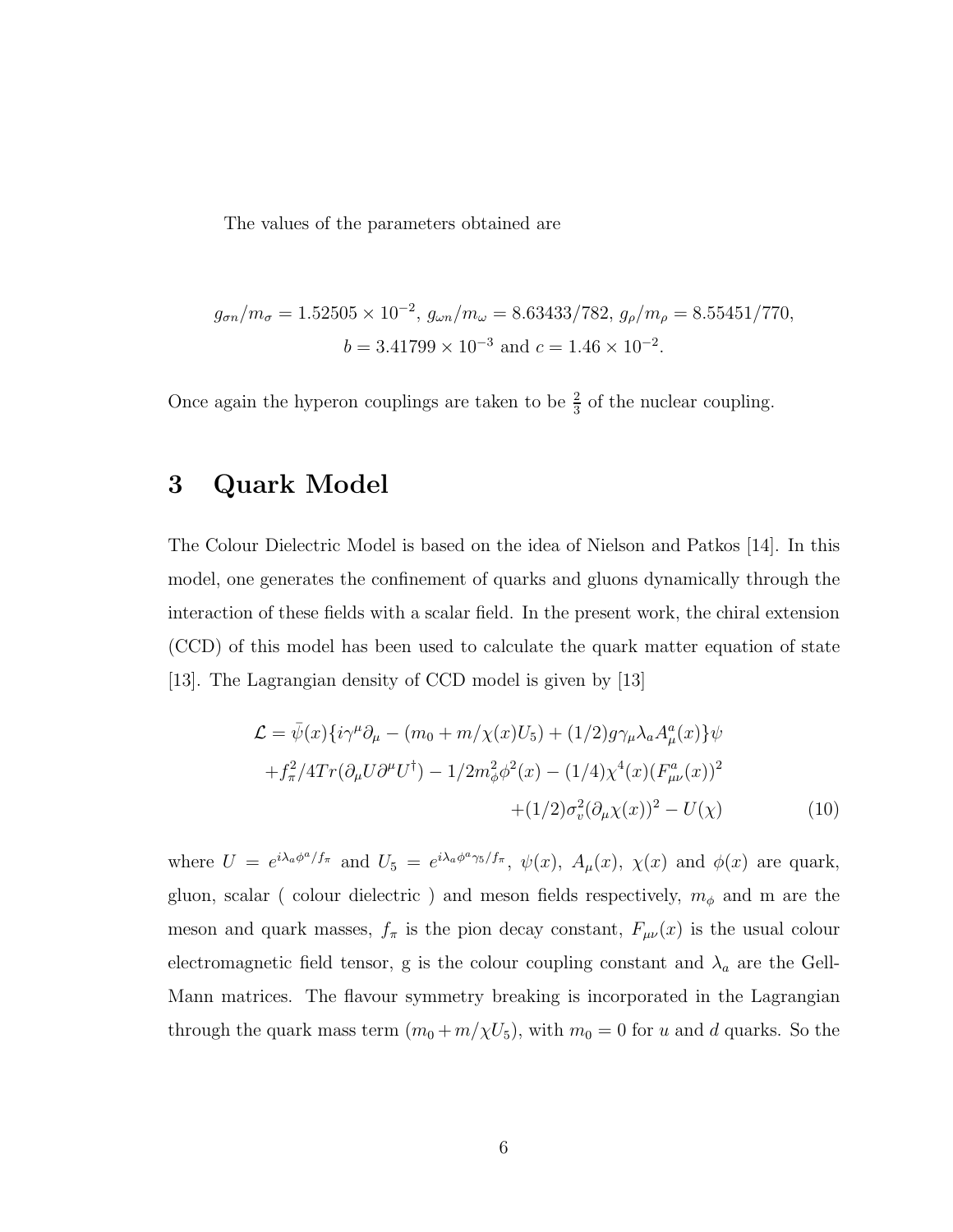The values of the parameters obtained are

$$g_{\sigma n}/m_\sigma = 1.52505 \times 10^{-2},\ g_{\omega n}/m_\omega = 8.63433/782,\ g_\rho/m_\rho = 8.55451/770,$$
$$b = 3.41799 \times 10^{-3} \text{ and } c = 1.46 \times 10^{-2}.$$

Once again the hyperon couplings are taken to be $\frac{2}{3}$ of the nuclear coupling.

## 3 Quark Model

The Colour Dielectric Model is based on the idea of Nielson and Patkos [14]. In this model, one generates the confinement of quarks and gluons dynamically through the interaction of these fields with a scalar field. In the present work, the chiral extension (CCD) of this model has been used to calculate the quark matter equation of state [13]. The Lagrangian density of CCD model is given by [13]

$$\begin{aligned}
\mathcal{L} = \bar{\psi}(x)\{i\gamma^\mu \partial_\mu - (m_0 + m/\chi(x)U_5) + (1/2)g\gamma_\mu \lambda_a A^a_\mu(x)\}\psi \\
+ f_\pi^2/4Tr(\partial_\mu U \partial^\mu U^\dagger) - 1/2 m_\phi^2 \phi^2(x) - (1/4)\chi^4(x)(F^a_{\mu\nu}(x))^2 \\
+ (1/2)\sigma_v^2(\partial_\mu \chi(x))^2 - U(\chi) \qquad (10)
\end{aligned}$$

where $U = e^{i\lambda_a \phi^a / f_\pi}$ and $U_5 = e^{i\lambda_a \phi^a \gamma_5 / f_\pi}$, $\psi(x)$, $A_\mu(x)$, $\chi(x)$ and $\phi(x)$ are quark, gluon, scalar ( colour dielectric ) and meson fields respectively, $m_\phi$ and m are the meson and quark masses, $f_\pi$ is the pion decay constant, $F_{\mu\nu}(x)$ is the usual colour electromagnetic field tensor, g is the colour coupling constant and $\lambda_a$ are the Gell-Mann matrices. The flavour symmetry breaking is incorporated in the Lagrangian through the quark mass term $(m_0 + m/\chi U_5)$, with $m_0 = 0$ for $u$ and $d$ quarks. So the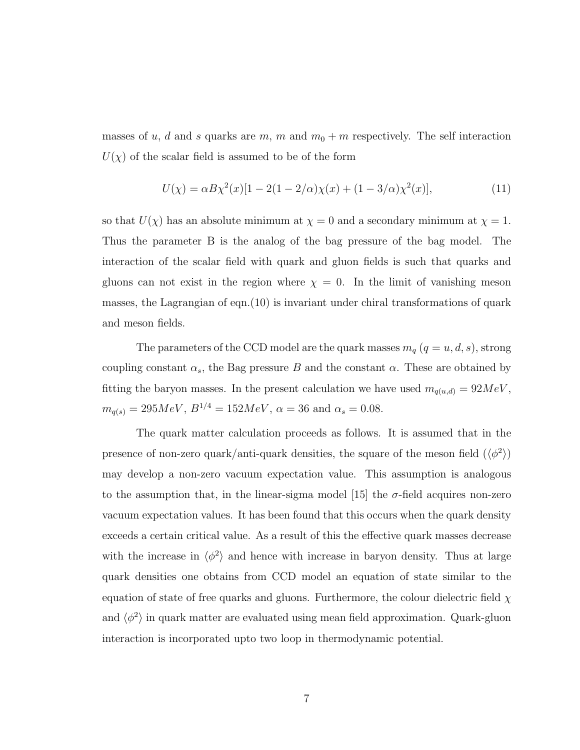masses of $u$, $d$ and $s$ quarks are $m$, $m$ and $m_0 + m$ respectively. The self interaction $U(\chi)$ of the scalar field is assumed to be of the form

$$U(\chi) = \alpha B \chi^2(x)[1 - 2(1 - 2/\alpha)\chi(x) + (1 - 3/\alpha)\chi^2(x)], \tag{11}$$

so that $U(\chi)$ has an absolute minimum at $\chi = 0$ and a secondary minimum at $\chi = 1$. Thus the parameter B is the analog of the bag pressure of the bag model. The interaction of the scalar field with quark and gluon fields is such that quarks and gluons can not exist in the region where $\chi = 0$. In the limit of vanishing meson masses, the Lagrangian of eqn.(10) is invariant under chiral transformations of quark and meson fields.

The parameters of the CCD model are the quark masses $m_q$ ($q = u, d, s$), strong coupling constant $\alpha_s$, the Bag pressure $B$ and the constant $\alpha$. These are obtained by fitting the baryon masses. In the present calculation we have used $m_{q(u,d)} = 92 MeV$, $m_{q(s)} = 295 MeV$, $B^{1/4} = 152 MeV$, $\alpha = 36$ and $\alpha_s = 0.08$.

The quark matter calculation proceeds as follows. It is assumed that in the presence of non-zero quark/anti-quark densities, the square of the meson field ($\langle \phi^2 \rangle$) may develop a non-zero vacuum expectation value. This assumption is analogous to the assumption that, in the linear-sigma model [15] the $\sigma$-field acquires non-zero vacuum expectation values. It has been found that this occurs when the quark density exceeds a certain critical value. As a result of this the effective quark masses decrease with the increase in $\langle \phi^2 \rangle$ and hence with increase in baryon density. Thus at large quark densities one obtains from CCD model an equation of state similar to the equation of state of free quarks and gluons. Furthermore, the colour dielectric field $\chi$ and $\langle \phi^2 \rangle$ in quark matter are evaluated using mean field approximation. Quark-gluon interaction is incorporated upto two loop in thermodynamic potential.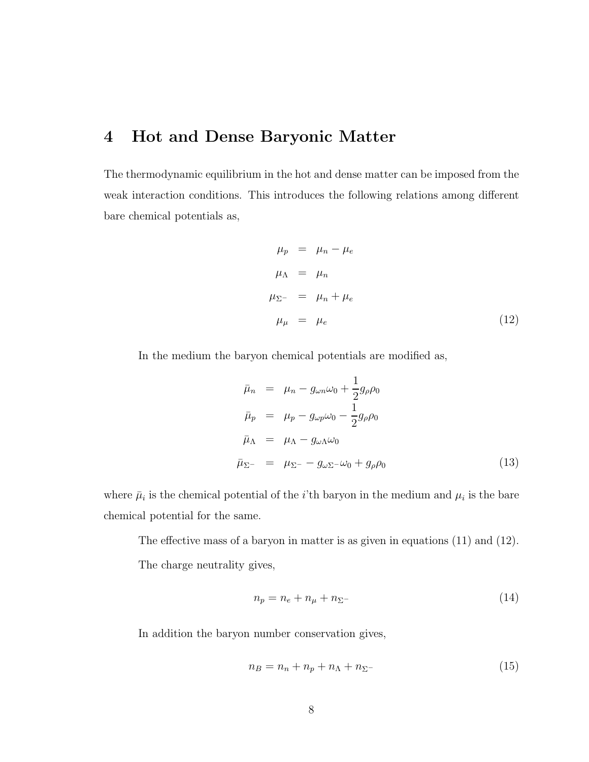# 4 Hot and Dense Baryonic Matter

The thermodynamic equilibrium in the hot and dense matter can be imposed from the weak interaction conditions. This introduces the following relations among different bare chemical potentials as,

$$
\begin{aligned}
\mu_p &= \mu_n - \mu_e \\
\mu_\Lambda &= \mu_n \\
\mu_{\Sigma^-} &= \mu_n + \mu_e \\
\mu_\mu &= \mu_e
\end{aligned}
\tag{12}
$$

In the medium the baryon chemical potentials are modified as,

$$
\begin{aligned}
\bar{\mu}_n &= \mu_n - g_{\omega n}\omega_0 + \frac{1}{2} g_\rho \rho_0 \\
\bar{\mu}_p &= \mu_p - g_{\omega p}\omega_0 - \frac{1}{2} g_\rho \rho_0 \\
\bar{\mu}_\Lambda &= \mu_\Lambda - g_{\omega\Lambda}\omega_0 \\
\bar{\mu}_{\Sigma^-} &= \mu_{\Sigma^-} - g_{\omega\Sigma^-}\omega_0 + g_\rho \rho_0
\end{aligned}
\tag{13}
$$

where $\bar{\mu}_i$ is the chemical potential of the $i$'th baryon in the medium and $\mu_i$ is the bare chemical potential for the same.

The effective mass of a baryon in matter is as given in equations (11) and (12).

The charge neutrality gives,

$$
n_p = n_e + n_\mu + n_{\Sigma^-} \tag{14}
$$

In addition the baryon number conservation gives,

$$
n_B = n_n + n_p + n_\Lambda + n_{\Sigma^-} \tag{15}
$$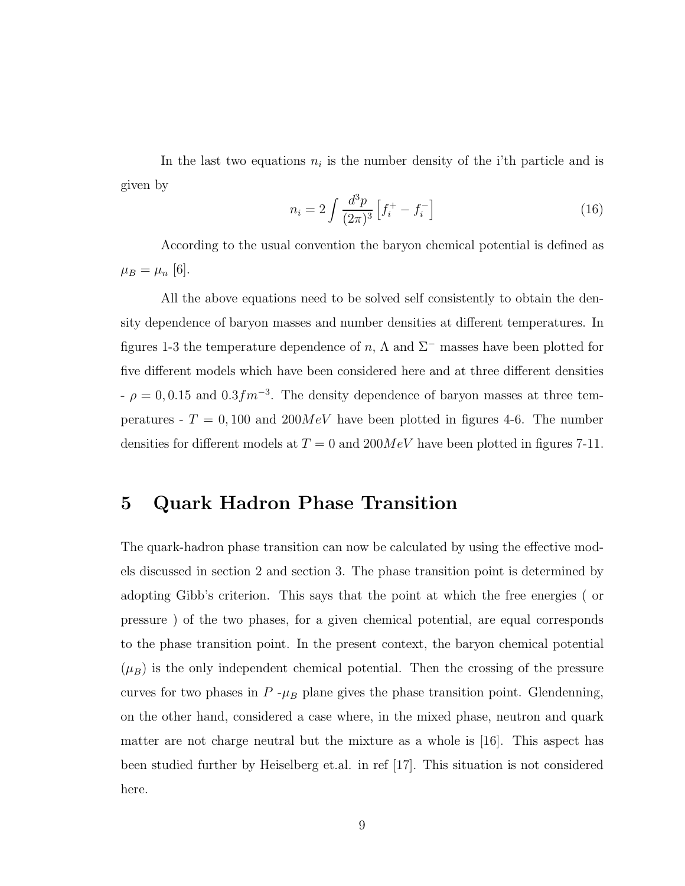In the last two equations $n_i$ is the number density of the i'th particle and is given by

$$n_i = 2 \int \frac{d^3p}{(2\pi)^3} \left[ f_i^+ - f_i^- \right] \tag{16}$$

According to the usual convention the baryon chemical potential is defined as $\mu_B = \mu_n$ [6].

All the above equations need to be solved self consistently to obtain the density dependence of baryon masses and number densities at different temperatures. In figures 1-3 the temperature dependence of $n$, $\Lambda$ and $\Sigma^-$ masses have been plotted for five different models which have been considered here and at three different densities - $\rho = 0, 0.15$ and $0.3 fm^{-3}$. The density dependence of baryon masses at three temperatures - $T = 0, 100$ and $200 MeV$ have been plotted in figures 4-6. The number densities for different models at $T = 0$ and $200 MeV$ have been plotted in figures 7-11.

# 5 Quark Hadron Phase Transition

The quark-hadron phase transition can now be calculated by using the effective models discussed in section 2 and section 3. The phase transition point is determined by adopting Gibb's criterion. This says that the point at which the free energies ( or pressure ) of the two phases, for a given chemical potential, are equal corresponds to the phase transition point. In the present context, the baryon chemical potential ($\mu_B$) is the only independent chemical potential. Then the crossing of the pressure curves for two phases in $P$ -$\mu_B$ plane gives the phase transition point. Glendenning, on the other hand, considered a case where, in the mixed phase, neutron and quark matter are not charge neutral but the mixture as a whole is [16]. This aspect has been studied further by Heiselberg et.al. in ref [17]. This situation is not considered here.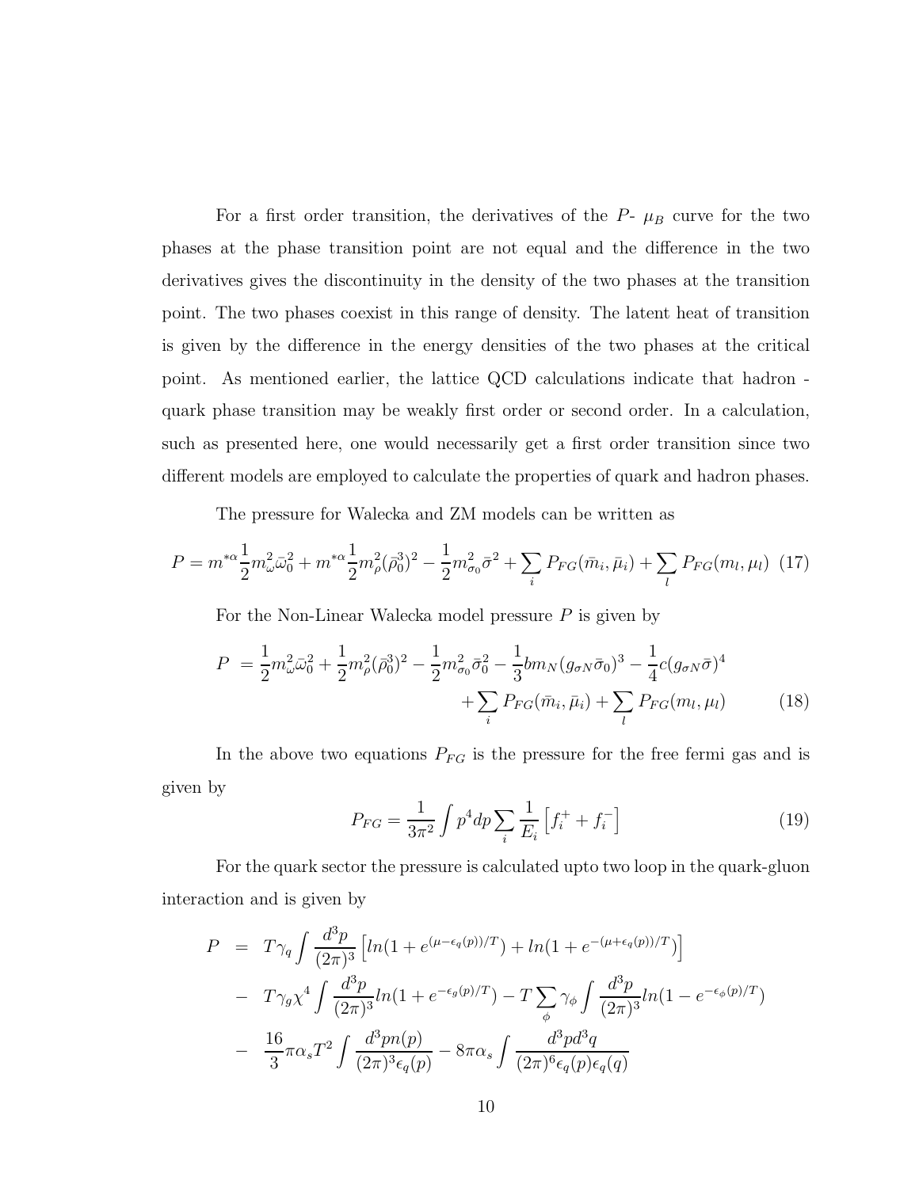For a first order transition, the derivatives of the $P$- $\mu_B$ curve for the two phases at the phase transition point are not equal and the difference in the two derivatives gives the discontinuity in the density of the two phases at the transition point. The two phases coexist in this range of density. The latent heat of transition is given by the difference in the energy densities of the two phases at the critical point. As mentioned earlier, the lattice QCD calculations indicate that hadron - quark phase transition may be weakly first order or second order. In a calculation, such as presented here, one would necessarily get a first order transition since two different models are employed to calculate the properties of quark and hadron phases.

The pressure for Walecka and ZM models can be written as

$$P = m^{*\alpha}\frac{1}{2}m_\omega^2\bar{\omega}_0^2 + m^{*\alpha}\frac{1}{2}m_\rho^2(\bar{\rho}_0^3)^2 - \frac{1}{2}m_{\sigma_0}^2\bar{\sigma}^2 + \sum_i P_{FG}(\bar{m}_i,\bar{\mu}_i) + \sum_l P_{FG}(m_l,\mu_l) \quad (17)$$

For the Non-Linear Walecka model pressure $P$ is given by

$$\begin{aligned} P &= \frac{1}{2}m_\omega^2\bar{\omega}_0^2 + \frac{1}{2}m_\rho^2(\bar{\rho}_0^3)^2 - \frac{1}{2}m_{\sigma_0}^2\bar{\sigma}_0^2 - \frac{1}{3}bm_N(g_{\sigma N}\bar{\sigma}_0)^3 - \frac{1}{4}c(g_{\sigma N}\bar{\sigma})^4 \\ &\quad + \sum_i P_{FG}(\bar{m}_i,\bar{\mu}_i) + \sum_l P_{FG}(m_l,\mu_l) \end{aligned} \quad (18)$$

In the above two equations $P_{FG}$ is the pressure for the free fermi gas and is given by

$$P_{FG} = \frac{1}{3\pi^2}\int p^4 dp \sum_i \frac{1}{E_i}\left[f_i^+ + f_i^-\right] \quad (19)$$

For the quark sector the pressure is calculated upto two loop in the quark-gluon interaction and is given by

$$\begin{aligned} P &= T\gamma_q \int \frac{d^3p}{(2\pi)^3}\left[ln(1+e^{(\mu-\epsilon_q(p))/T}) + ln(1+e^{-(\mu+\epsilon_q(p))/T})\right] \\ &- T\gamma_g\chi^4 \int \frac{d^3p}{(2\pi)^3} ln(1+e^{-\epsilon_g(p)/T}) - T\sum_\phi \gamma_\phi \int \frac{d^3p}{(2\pi)^3} ln(1-e^{-\epsilon_\phi(p)/T}) \\ &- \frac{16}{3}\pi\alpha_s T^2 \int \frac{d^3p\, n(p)}{(2\pi)^3\epsilon_q(p)} - 8\pi\alpha_s \int \frac{d^3p d^3q}{(2\pi)^6\epsilon_q(p)\epsilon_q(q)} \end{aligned}$$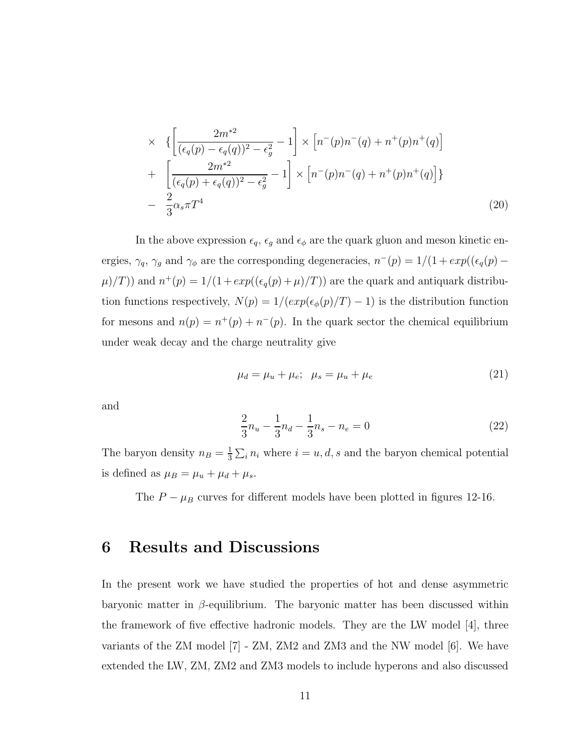$$
\begin{aligned}
\times & \left\{\left[\frac{2m^{*2}}{(\epsilon_q(p)-\epsilon_q(q))^2-\epsilon_g^2}-1\right] \times \left[n^-(p)n^-(q)+n^+(p)n^+(q)\right]\right. \\
+ & \left.\left[\frac{2m^{*2}}{(\epsilon_q(p)+\epsilon_q(q))^2-\epsilon_g^2}-1\right] \times \left[n^-(p)n^-(q)+n^+(p)n^+(q)\right]\right\} \\
- & \frac{2}{3}\alpha_s \pi T^4
\end{aligned}
\tag{20}
$$

In the above expression $\epsilon_q$, $\epsilon_g$ and $\epsilon_\phi$ are the quark gluon and meson kinetic energies, $\gamma_q$, $\gamma_g$ and $\gamma_\phi$ are the corresponding degeneracies, $n^-(p) = 1/(1+exp((\epsilon_q(p)-\mu)/T))$ and $n^+(p) = 1/(1+exp((\epsilon_q(p)+\mu)/T))$ are the quark and antiquark distribution functions respectively, $N(p) = 1/(exp(\epsilon_\phi(p)/T)-1)$ is the distribution function for mesons and $n(p) = n^+(p)+n^-(p)$. In the quark sector the chemical equilibrium under weak decay and the charge neutrality give

$$
\mu_d = \mu_u + \mu_e; \quad \mu_s = \mu_u + \mu_e \tag{21}
$$

and

$$
\frac{2}{3}n_u - \frac{1}{3}n_d - \frac{1}{3}n_s - n_e = 0 \tag{22}
$$

The baryon density $n_B = \frac{1}{3}\sum_i n_i$ where $i = u, d, s$ and the baryon chemical potential is defined as $\mu_B = \mu_u + \mu_d + \mu_s$.

The $P - \mu_B$ curves for different models have been plotted in figures 12-16.

# 6 Results and Discussions

In the present work we have studied the properties of hot and dense asymmetric baryonic matter in $\beta$-equilibrium. The baryonic matter has been discussed within the framework of five effective hadronic models. They are the LW model [4], three variants of the ZM model [7] - ZM, ZM2 and ZM3 and the NW model [6]. We have extended the LW, ZM, ZM2 and ZM3 models to include hyperons and also discussed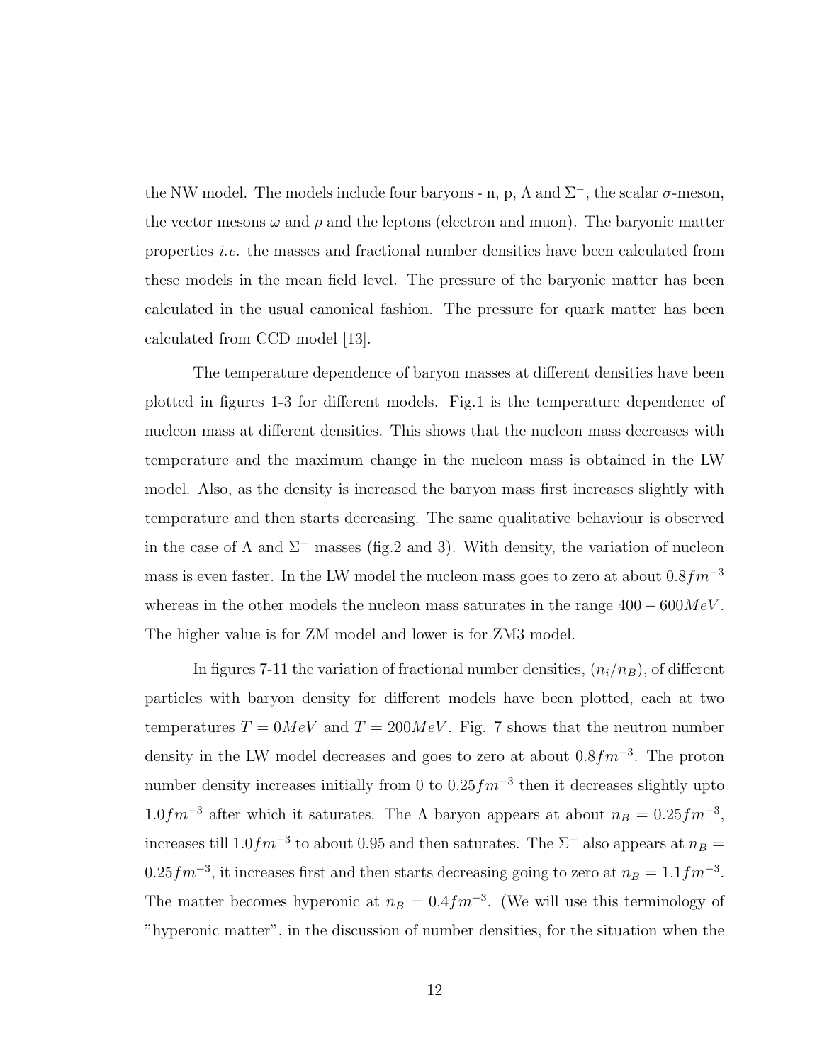the NW model. The models include four baryons - n, p, $\Lambda$ and $\Sigma^-$, the scalar $\sigma$-meson, the vector mesons $\omega$ and $\rho$ and the leptons (electron and muon). The baryonic matter properties *i.e.* the masses and fractional number densities have been calculated from these models in the mean field level. The pressure of the baryonic matter has been calculated in the usual canonical fashion. The pressure for quark matter has been calculated from CCD model [13].

The temperature dependence of baryon masses at different densities have been plotted in figures 1-3 for different models. Fig.1 is the temperature dependence of nucleon mass at different densities. This shows that the nucleon mass decreases with temperature and the maximum change in the nucleon mass is obtained in the LW model. Also, as the density is increased the baryon mass first increases slightly with temperature and then starts decreasing. The same qualitative behaviour is observed in the case of $\Lambda$ and $\Sigma^-$ masses (fig.2 and 3). With density, the variation of nucleon mass is even faster. In the LW model the nucleon mass goes to zero at about $0.8fm^{-3}$ whereas in the other models the nucleon mass saturates in the range $400-600MeV$. The higher value is for ZM model and lower is for ZM3 model.

In figures 7-11 the variation of fractional number densities, $(n_i/n_B)$, of different particles with baryon density for different models have been plotted, each at two temperatures $T = 0MeV$ and $T = 200MeV$. Fig. 7 shows that the neutron number density in the LW model decreases and goes to zero at about $0.8fm^{-3}$. The proton number density increases initially from 0 to $0.25fm^{-3}$ then it decreases slightly upto $1.0fm^{-3}$ after which it saturates. The $\Lambda$ baryon appears at about $n_B = 0.25fm^{-3}$, increases till $1.0fm^{-3}$ to about 0.95 and then saturates. The $\Sigma^-$ also appears at $n_B = 0.25fm^{-3}$, it increases first and then starts decreasing going to zero at $n_B = 1.1fm^{-3}$. The matter becomes hyperonic at $n_B = 0.4fm^{-3}$. (We will use this terminology of "hyperonic matter", in the discussion of number densities, for the situation when the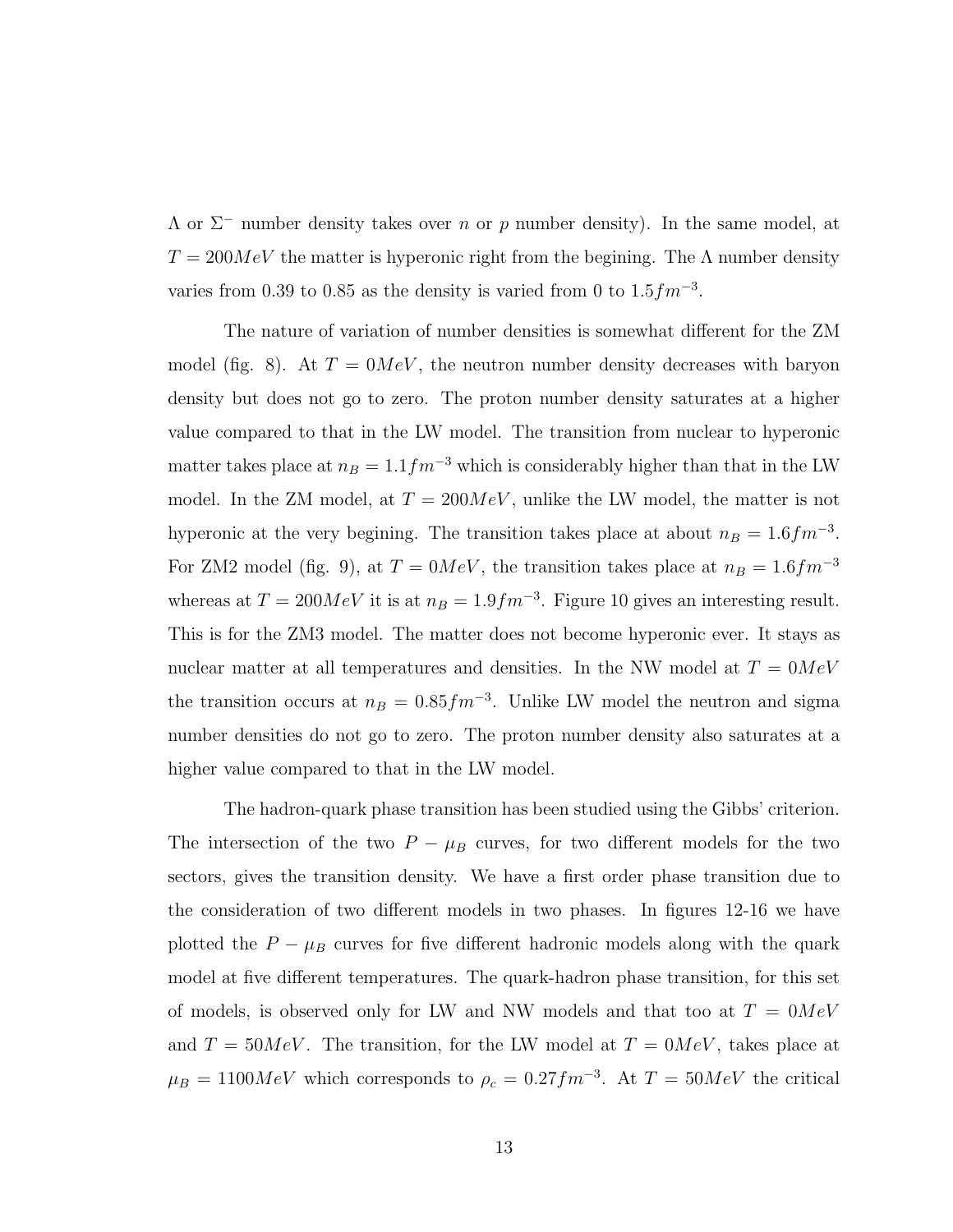$\Lambda$ or $\Sigma^-$ number density takes over $n$ or $p$ number density). In the same model, at $T = 200MeV$ the matter is hyperonic right from the begining. The $\Lambda$ number density varies from 0.39 to 0.85 as the density is varied from 0 to $1.5 fm^{-3}$.

The nature of variation of number densities is somewhat different for the ZM model (fig. 8). At $T = 0MeV$, the neutron number density decreases with baryon density but does not go to zero. The proton number density saturates at a higher value compared to that in the LW model. The transition from nuclear to hyperonic matter takes place at $n_B = 1.1 fm^{-3}$ which is considerably higher than that in the LW model. In the ZM model, at $T = 200MeV$, unlike the LW model, the matter is not hyperonic at the very begining. The transition takes place at about $n_B = 1.6 fm^{-3}$. For ZM2 model (fig. 9), at $T = 0MeV$, the transition takes place at $n_B = 1.6 fm^{-3}$ whereas at $T = 200MeV$ it is at $n_B = 1.9 fm^{-3}$. Figure 10 gives an interesting result. This is for the ZM3 model. The matter does not become hyperonic ever. It stays as nuclear matter at all temperatures and densities. In the NW model at $T = 0MeV$ the transition occurs at $n_B = 0.85 fm^{-3}$. Unlike LW model the neutron and sigma number densities do not go to zero. The proton number density also saturates at a higher value compared to that in the LW model.

The hadron-quark phase transition has been studied using the Gibbs' criterion. The intersection of the two $P - \mu_B$ curves, for two different models for the two sectors, gives the transition density. We have a first order phase transition due to the consideration of two different models in two phases. In figures 12-16 we have plotted the $P - \mu_B$ curves for five different hadronic models along with the quark model at five different temperatures. The quark-hadron phase transition, for this set of models, is observed only for LW and NW models and that too at $T = 0MeV$ and $T = 50MeV$. The transition, for the LW model at $T = 0MeV$, takes place at $\mu_B = 1100MeV$ which corresponds to $\rho_c = 0.27 fm^{-3}$. At $T = 50MeV$ the critical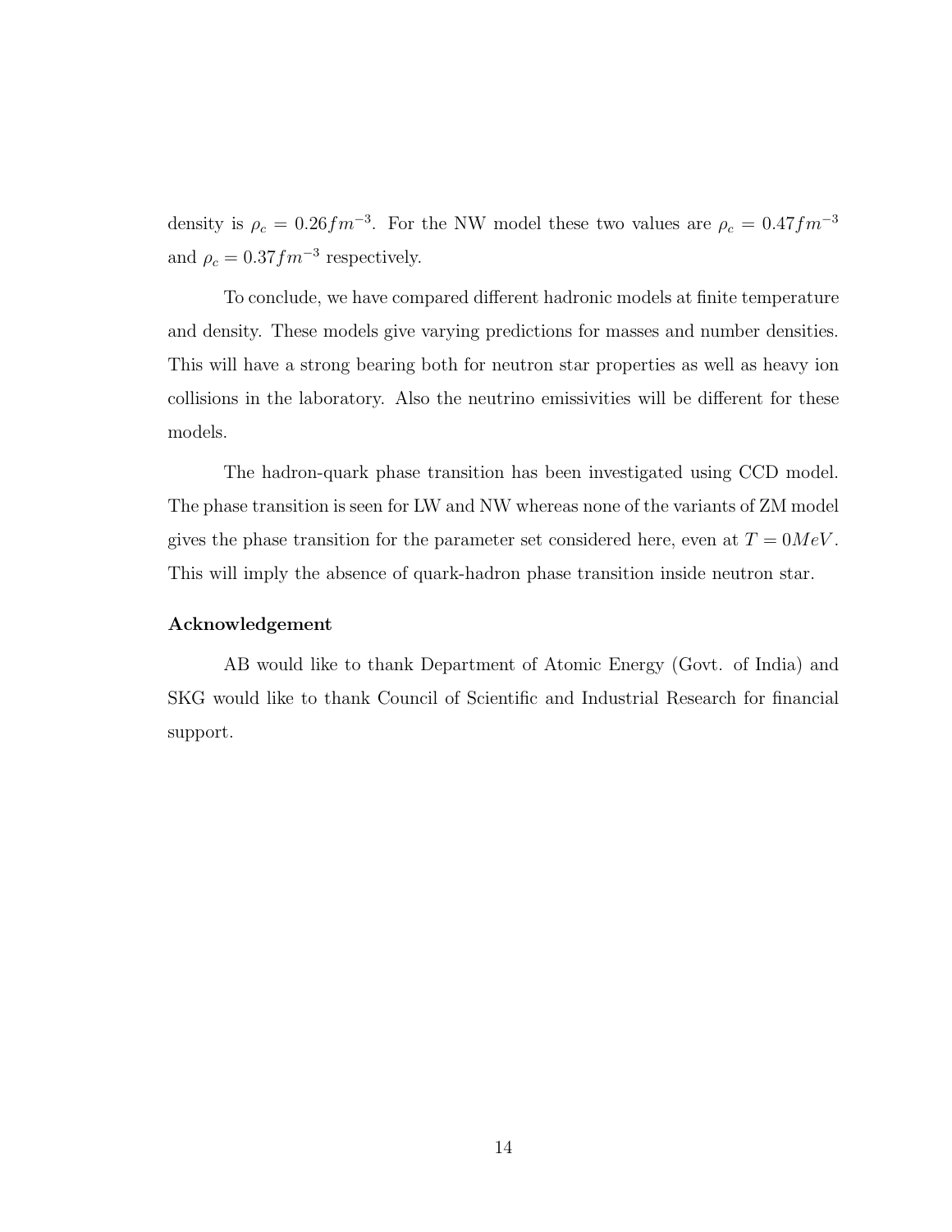density is $\rho_c = 0.26 fm^{-3}$. For the NW model these two values are $\rho_c = 0.47 fm^{-3}$ and $\rho_c = 0.37 fm^{-3}$ respectively.

To conclude, we have compared different hadronic models at finite temperature and density. These models give varying predictions for masses and number densities. This will have a strong bearing both for neutron star properties as well as heavy ion collisions in the laboratory. Also the neutrino emissivities will be different for these models.

The hadron-quark phase transition has been investigated using CCD model. The phase transition is seen for LW and NW whereas none of the variants of ZM model gives the phase transition for the parameter set considered here, even at $T = 0 MeV$. This will imply the absence of quark-hadron phase transition inside neutron star.

**Acknowledgement**

AB would like to thank Department of Atomic Energy (Govt. of India) and SKG would like to thank Council of Scientific and Industrial Research for financial support.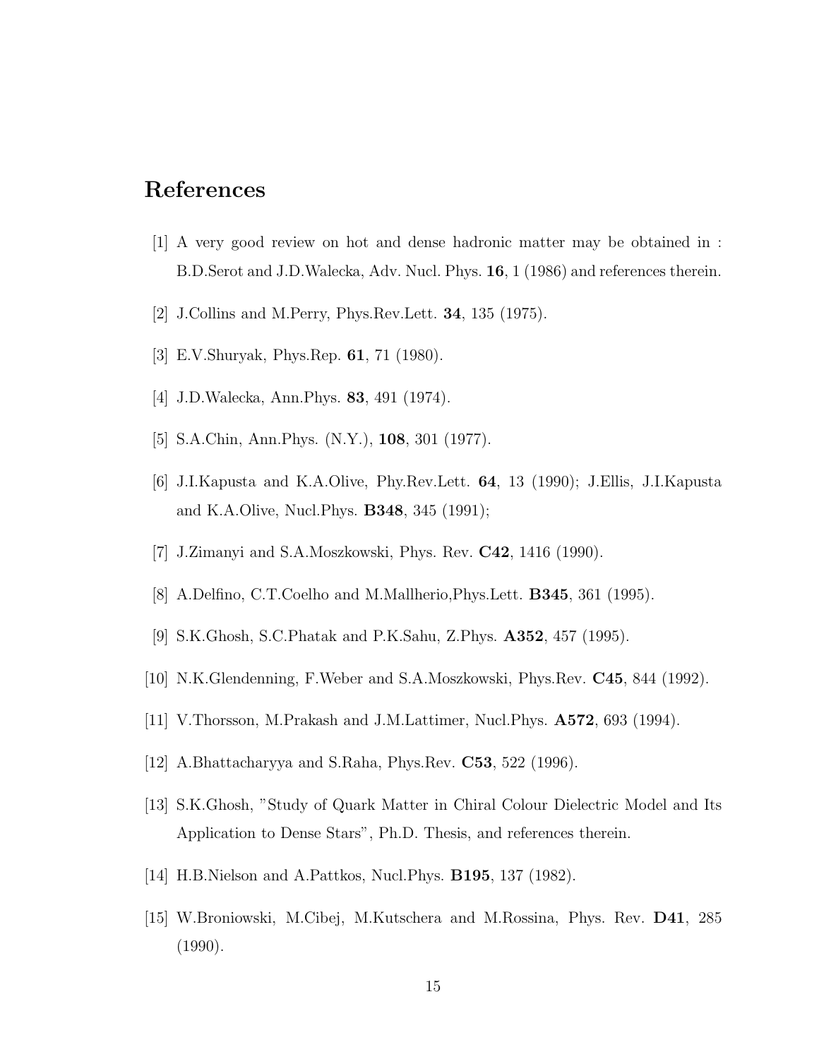# References

[1] A very good review on hot and dense hadronic matter may be obtained in : B.D.Serot and J.D.Walecka, Adv. Nucl. Phys. **16**, 1 (1986) and references therein.

[2] J.Collins and M.Perry, Phys.Rev.Lett. **34**, 135 (1975).

[3] E.V.Shuryak, Phys.Rep. **61**, 71 (1980).

[4] J.D.Walecka, Ann.Phys. **83**, 491 (1974).

[5] S.A.Chin, Ann.Phys. (N.Y.), **108**, 301 (1977).

[6] J.I.Kapusta and K.A.Olive, Phy.Rev.Lett. **64**, 13 (1990); J.Ellis, J.I.Kapusta and K.A.Olive, Nucl.Phys. **B348**, 345 (1991);

[7] J.Zimanyi and S.A.Moszkowski, Phys. Rev. **C42**, 1416 (1990).

[8] A.Delfino, C.T.Coelho and M.Mallherio,Phys.Lett. **B345**, 361 (1995).

[9] S.K.Ghosh, S.C.Phatak and P.K.Sahu, Z.Phys. **A352**, 457 (1995).

[10] N.K.Glendenning, F.Weber and S.A.Moszkowski, Phys.Rev. **C45**, 844 (1992).

[11] V.Thorsson, M.Prakash and J.M.Lattimer, Nucl.Phys. **A572**, 693 (1994).

[12] A.Bhattacharyya and S.Raha, Phys.Rev. **C53**, 522 (1996).

[13] S.K.Ghosh, "Study of Quark Matter in Chiral Colour Dielectric Model and Its Application to Dense Stars", Ph.D. Thesis, and references therein.

[14] H.B.Nielson and A.Pattkos, Nucl.Phys. **B195**, 137 (1982).

[15] W.Broniowski, M.Cibej, M.Kutschera and M.Rossina, Phys. Rev. **D41**, 285 (1990).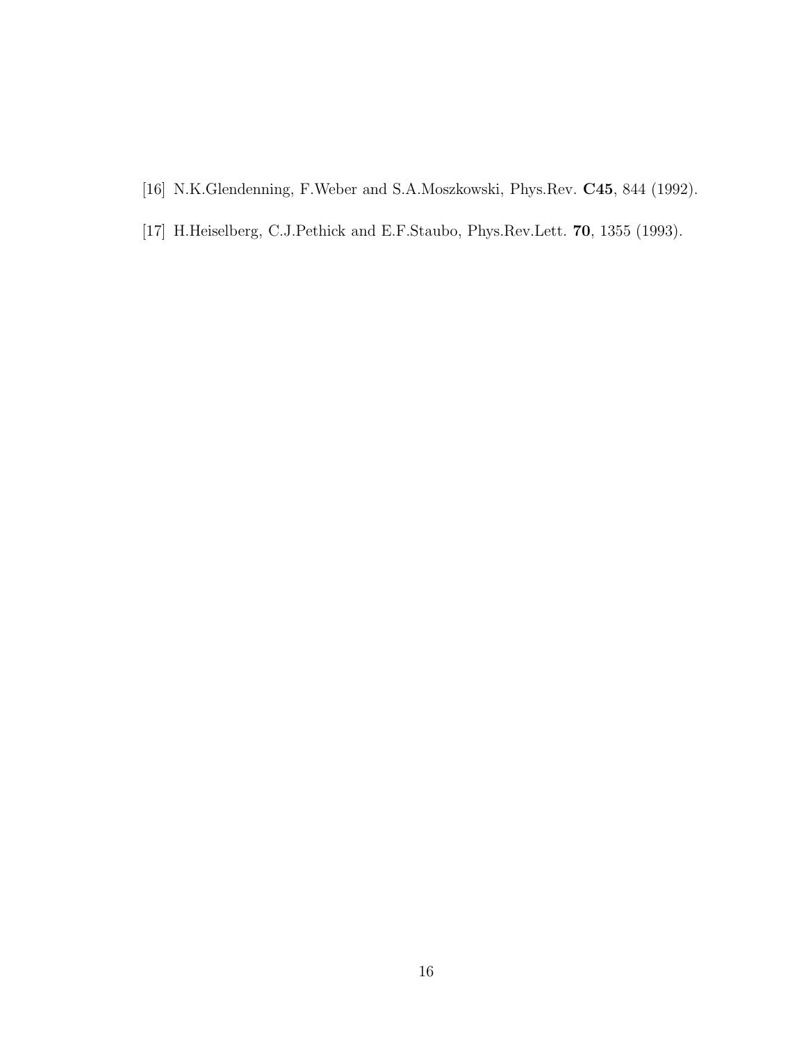[16] N.K.Glendenning, F.Weber and S.A.Moszkowski, Phys.Rev. **C45**, 844 (1992).

[17] H.Heiselberg, C.J.Pethick and E.F.Staubo, Phys.Rev.Lett. **70**, 1355 (1993).